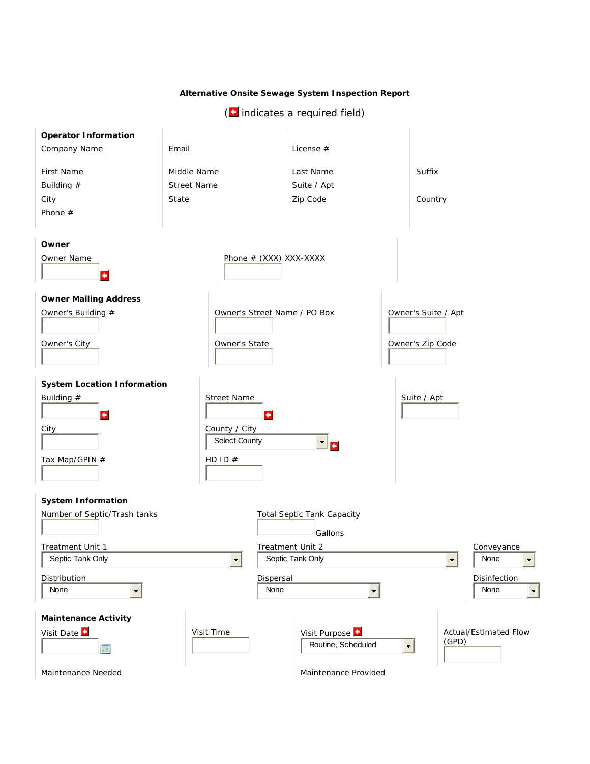## Alternative Onsite Sewage System Inspection Report

( indicates a required field)

### Operator Information

| Company Name | Email | License # | |
|---|---|---|---|
| First Name | Middle Name | Last Name | Suffix |
| Building # | Street Name | Suite / Apt | |
| City | State | Zip Code | Country |
| Phone # | | | |

### Owner

| Owner Name | Phone # (XXX) XXX-XXXX |
|---|---|

### Owner Mailing Address

| Owner's Building # | Owner's Street Name / PO Box | Owner's Suite / Apt |
|---|---|---|
| Owner's City | Owner's State | Owner's Zip Code |

### System Location Information

| Building # | Street Name | Suite / Apt |
|---|---|---|
| City | County / City: Select County | |
| Tax Map/GPIN # | HD ID # | |

### System Information

| Number of Septic/Trash tanks | Total Septic Tank Capacity ___ Gallons | |
|---|---|---|
| Treatment Unit 1: Septic Tank Only | Treatment Unit 2: Septic Tank Only | Conveyance: None |
| Distribution: None | Dispersal: None | Disinfection: None |

### Maintenance Activity

| Visit Date | Visit Time | Visit Purpose: Routine, Scheduled | Actual/Estimated Flow (GPD) |
|---|---|---|---|
| Maintenance Needed | | Maintenance Provided | |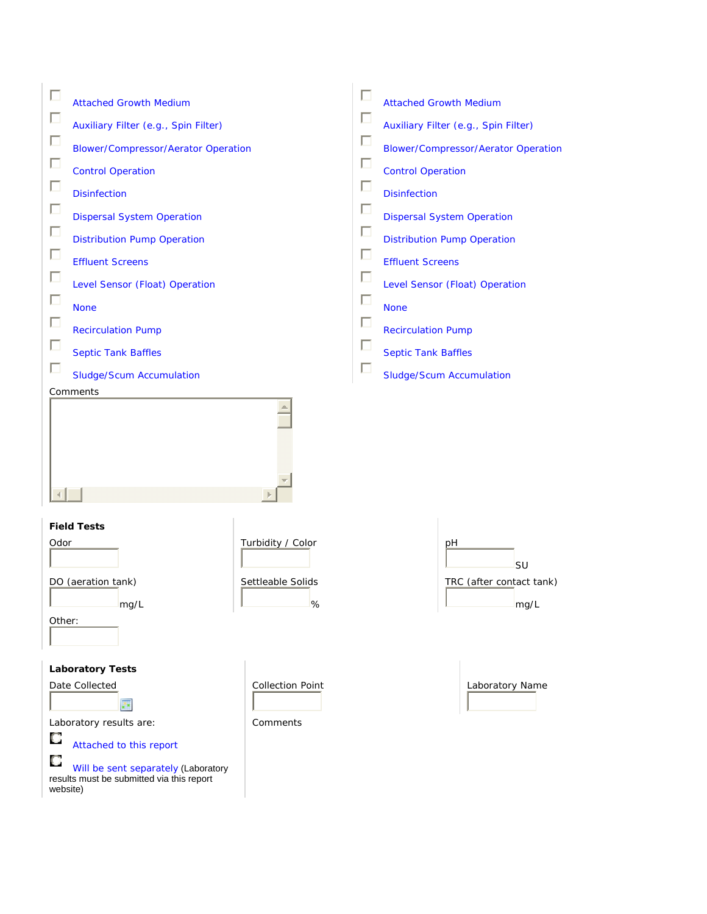| | |
|---|---|
| ☐ Attached Growth Medium | ☐ Attached Growth Medium |
| ☐ Auxiliary Filter (e.g., Spin Filter) | ☐ Auxiliary Filter (e.g., Spin Filter) |
| ☐ Blower/Compressor/Aerator Operation | ☐ Blower/Compressor/Aerator Operation |
| ☐ Control Operation | ☐ Control Operation |
| ☐ Disinfection | ☐ Disinfection |
| ☐ Dispersal System Operation | ☐ Dispersal System Operation |
| ☐ Distribution Pump Operation | ☐ Distribution Pump Operation |
| ☐ Effluent Screens | ☐ Effluent Screens |
| ☐ Level Sensor (Float) Operation | ☐ Level Sensor (Float) Operation |
| ☐ None | ☐ None |
| ☐ Recirculation Pump | ☐ Recirculation Pump |
| ☐ Septic Tank Baffles | ☐ Septic Tank Baffles |
| ☐ Sludge/Scum Accumulation | ☐ Sludge/Scum Accumulation |

Comments

**Field Tests**

Odor

Turbidity / Color

pH

SU

DO (aeration tank)

mg/L

Settleable Solids

%

TRC (after contact tank)

mg/L

Other:

**Laboratory Tests**

Date Collected

Collection Point

Laboratory Name

Laboratory results are:

○ Attached to this report

○ Will be sent separately (Laboratory results must be submitted via this report website)

Comments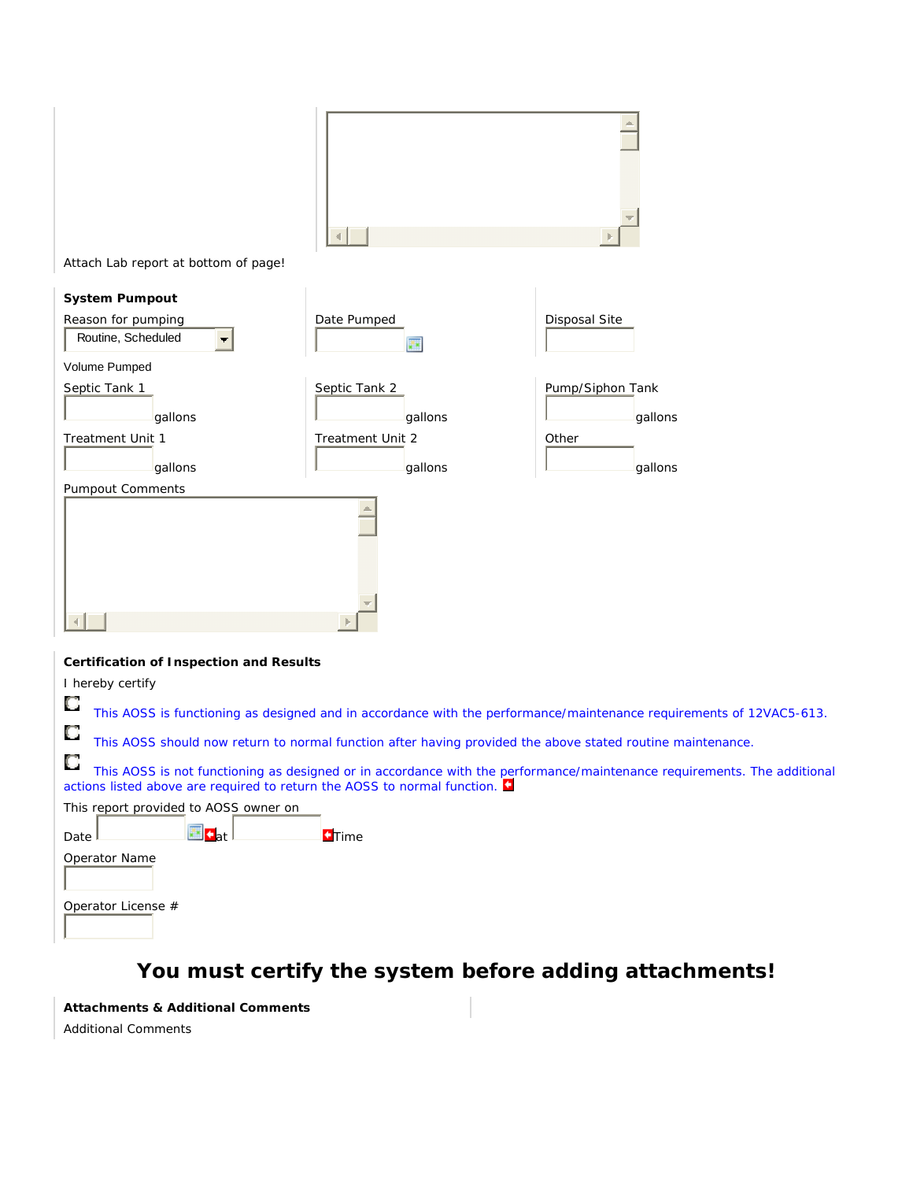Attach Lab report at bottom of page!

**System Pumpout**

Reason for pumping: Routine, Scheduled

Date Pumped

Disposal Site

Volume Pumped

| Septic Tank 1 | Septic Tank 2 | Pump/Siphon Tank |
|---|---|---|
| gallons | gallons | gallons |
| **Treatment Unit 1** | **Treatment Unit 2** | **Other** |
| gallons | gallons | gallons |

Pumpout Comments

**Certification of Inspection and Results**

I hereby certify

- This AOSS is functioning as designed and in accordance with the performance/maintenance requirements of 12VAC5-613.
- This AOSS should now return to normal function after having provided the above stated routine maintenance.
- This AOSS is not functioning as designed or in accordance with the performance/maintenance requirements. The additional actions listed above are required to return the AOSS to normal function.

This report provided to AOSS owner on

Date at Time

Operator Name

Operator License #

## You must certify the system before adding attachments!

**Attachments & Additional Comments**

Additional Comments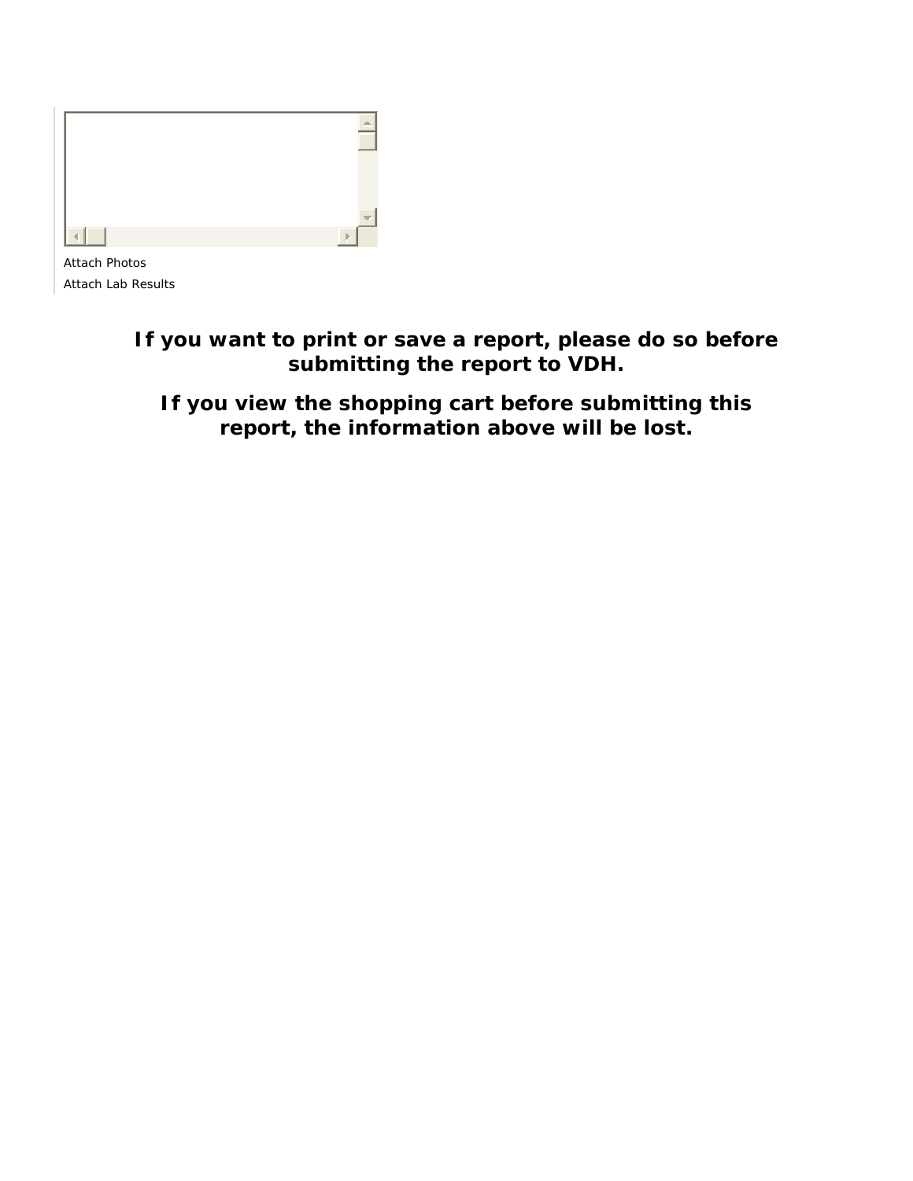Attach Photos

Attach Lab Results

**If you want to print or save a report, please do so before submitting the report to VDH.**

**If you view the shopping cart before submitting this report, the information above will be lost.**